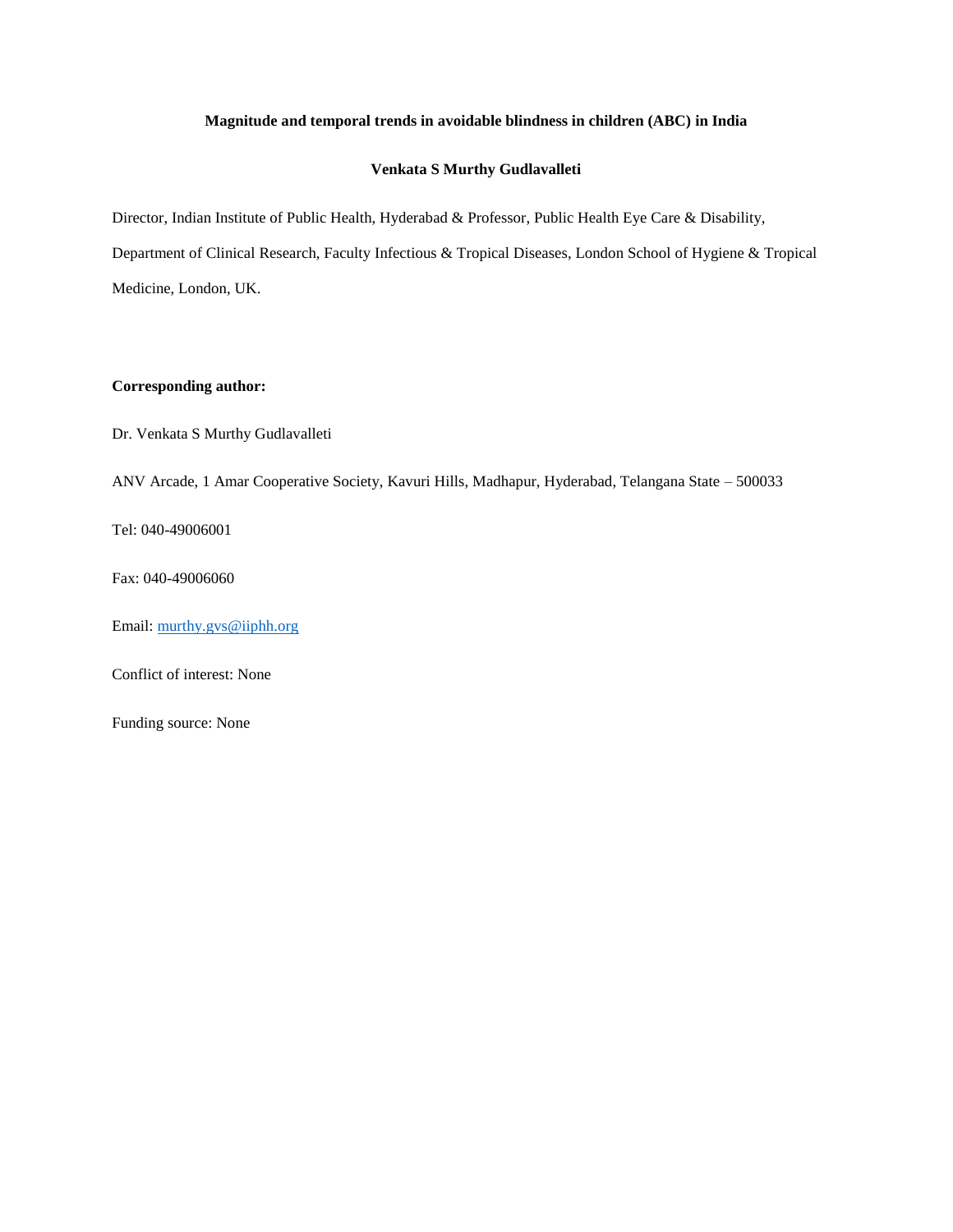# Magnitude and temporal trends in avoidable blindness in children (ABC) in India

**Venkata S Murthy Gudlavalleti**

Director, Indian Institute of Public Health, Hyderabad & Professor, Public Health Eye Care & Disability, Department of Clinical Research, Faculty Infectious & Tropical Diseases, London School of Hygiene & Tropical Medicine, London, UK.

**Corresponding author:**

Dr. Venkata S Murthy Gudlavalleti

ANV Arcade, 1 Amar Cooperative Society, Kavuri Hills, Madhapur, Hyderabad, Telangana State – 500033

Tel: 040-49006001

Fax: 040-49006060

Email: murthy.gvs@iiphh.org

Conflict of interest: None

Funding source: None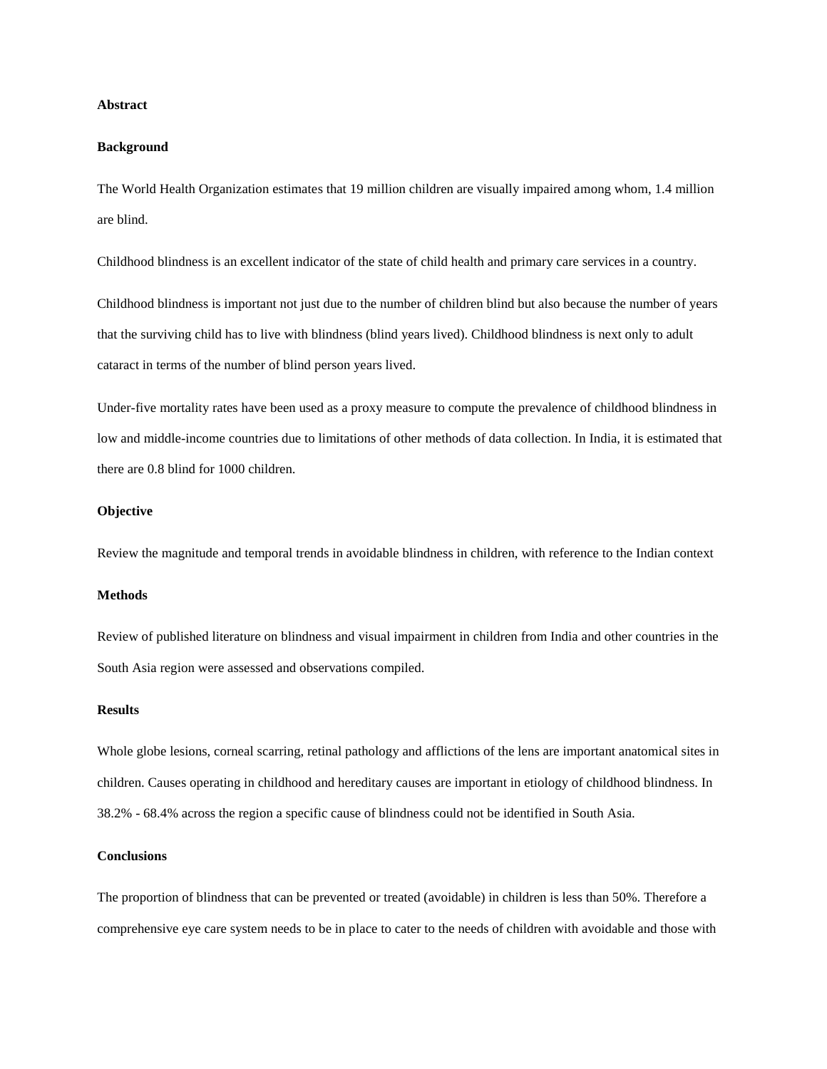**Abstract**

**Background**

The World Health Organization estimates that 19 million children are visually impaired among whom, 1.4 million are blind.

Childhood blindness is an excellent indicator of the state of child health and primary care services in a country.

Childhood blindness is important not just due to the number of children blind but also because the number of years that the surviving child has to live with blindness (blind years lived). Childhood blindness is next only to adult cataract in terms of the number of blind person years lived.

Under-five mortality rates have been used as a proxy measure to compute the prevalence of childhood blindness in low and middle-income countries due to limitations of other methods of data collection. In India, it is estimated that there are 0.8 blind for 1000 children.

**Objective**

Review the magnitude and temporal trends in avoidable blindness in children, with reference to the Indian context

**Methods**

Review of published literature on blindness and visual impairment in children from India and other countries in the South Asia region were assessed and observations compiled.

**Results**

Whole globe lesions, corneal scarring, retinal pathology and afflictions of the lens are important anatomical sites in children. Causes operating in childhood and hereditary causes are important in etiology of childhood blindness. In 38.2% - 68.4% across the region a specific cause of blindness could not be identified in South Asia.

**Conclusions**

The proportion of blindness that can be prevented or treated (avoidable) in children is less than 50%. Therefore a comprehensive eye care system needs to be in place to cater to the needs of children with avoidable and those with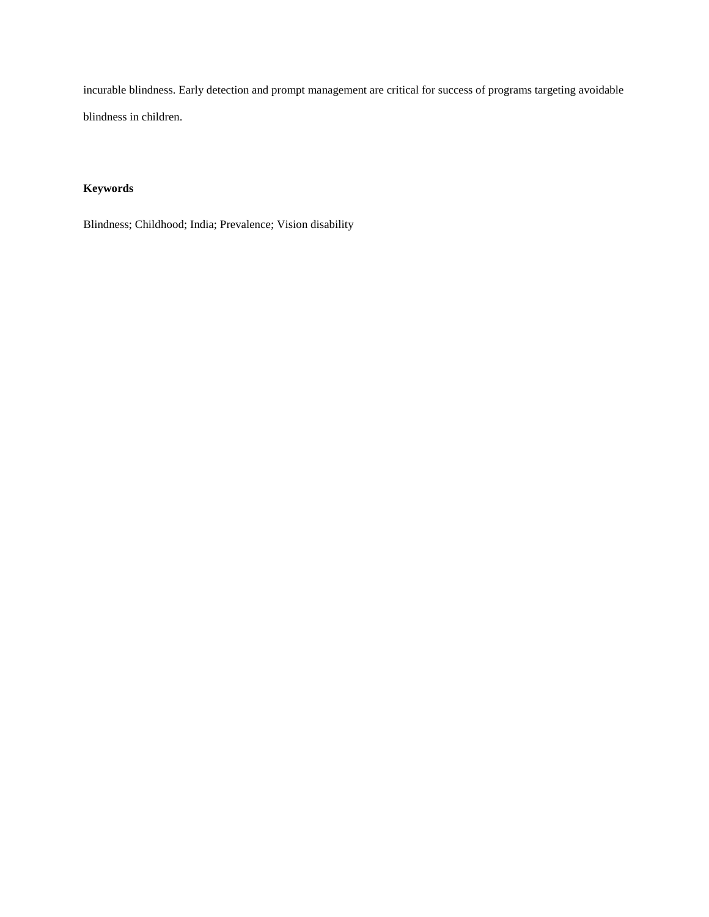incurable blindness. Early detection and prompt management are critical for success of programs targeting avoidable blindness in children.

**Keywords**

Blindness; Childhood; India; Prevalence; Vision disability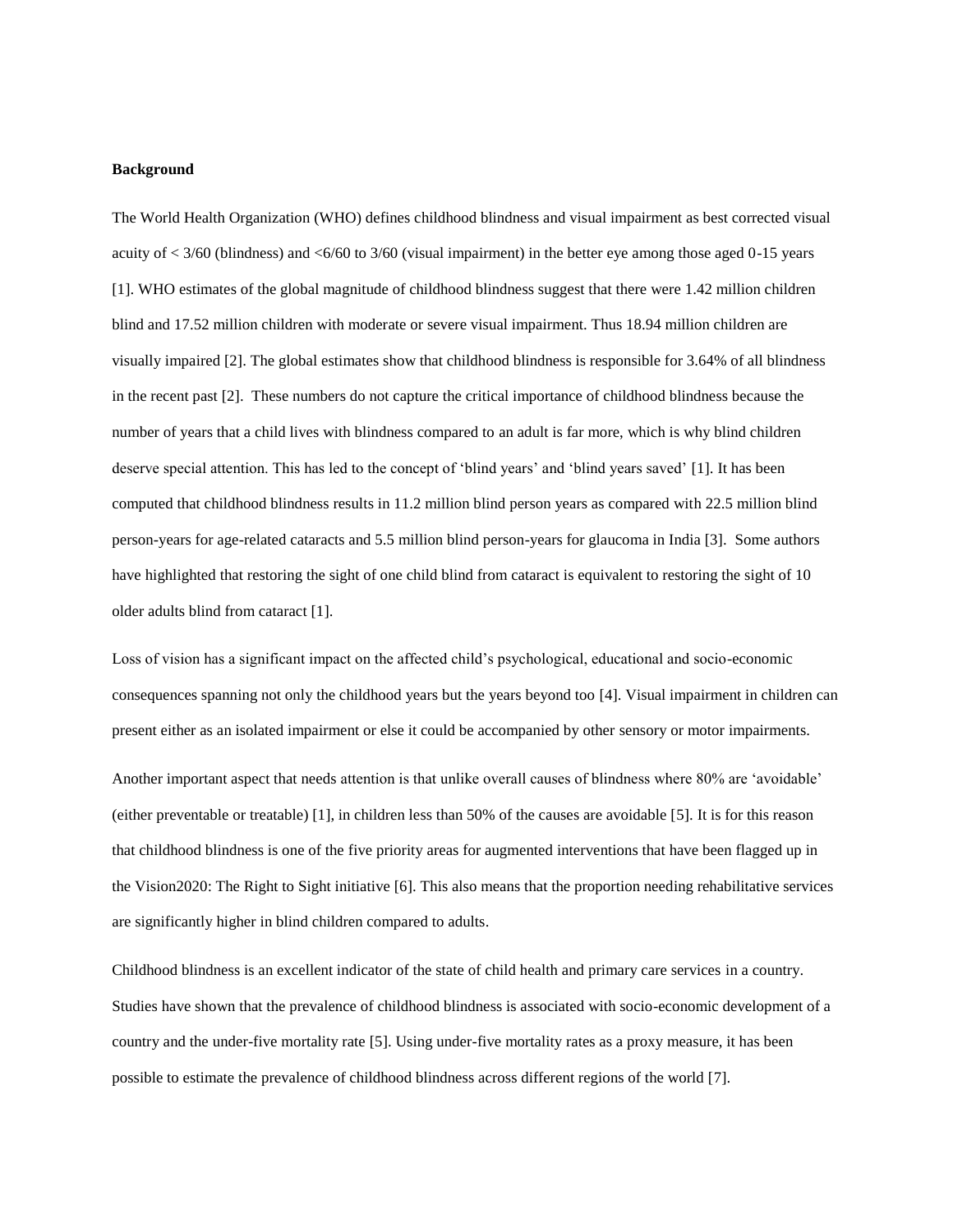**Background**

The World Health Organization (WHO) defines childhood blindness and visual impairment as best corrected visual acuity of < 3/60 (blindness) and <6/60 to 3/60 (visual impairment) in the better eye among those aged 0-15 years [1]. WHO estimates of the global magnitude of childhood blindness suggest that there were 1.42 million children blind and 17.52 million children with moderate or severe visual impairment. Thus 18.94 million children are visually impaired [2]. The global estimates show that childhood blindness is responsible for 3.64% of all blindness in the recent past [2]. These numbers do not capture the critical importance of childhood blindness because the number of years that a child lives with blindness compared to an adult is far more, which is why blind children deserve special attention. This has led to the concept of 'blind years' and 'blind years saved' [1]. It has been computed that childhood blindness results in 11.2 million blind person years as compared with 22.5 million blind person-years for age-related cataracts and 5.5 million blind person-years for glaucoma in India [3]. Some authors have highlighted that restoring the sight of one child blind from cataract is equivalent to restoring the sight of 10 older adults blind from cataract [1].

Loss of vision has a significant impact on the affected child's psychological, educational and socio-economic consequences spanning not only the childhood years but the years beyond too [4]. Visual impairment in children can present either as an isolated impairment or else it could be accompanied by other sensory or motor impairments.

Another important aspect that needs attention is that unlike overall causes of blindness where 80% are 'avoidable' (either preventable or treatable) [1], in children less than 50% of the causes are avoidable [5]. It is for this reason that childhood blindness is one of the five priority areas for augmented interventions that have been flagged up in the Vision2020: The Right to Sight initiative [6]. This also means that the proportion needing rehabilitative services are significantly higher in blind children compared to adults.

Childhood blindness is an excellent indicator of the state of child health and primary care services in a country. Studies have shown that the prevalence of childhood blindness is associated with socio-economic development of a country and the under-five mortality rate [5]. Using under-five mortality rates as a proxy measure, it has been possible to estimate the prevalence of childhood blindness across different regions of the world [7].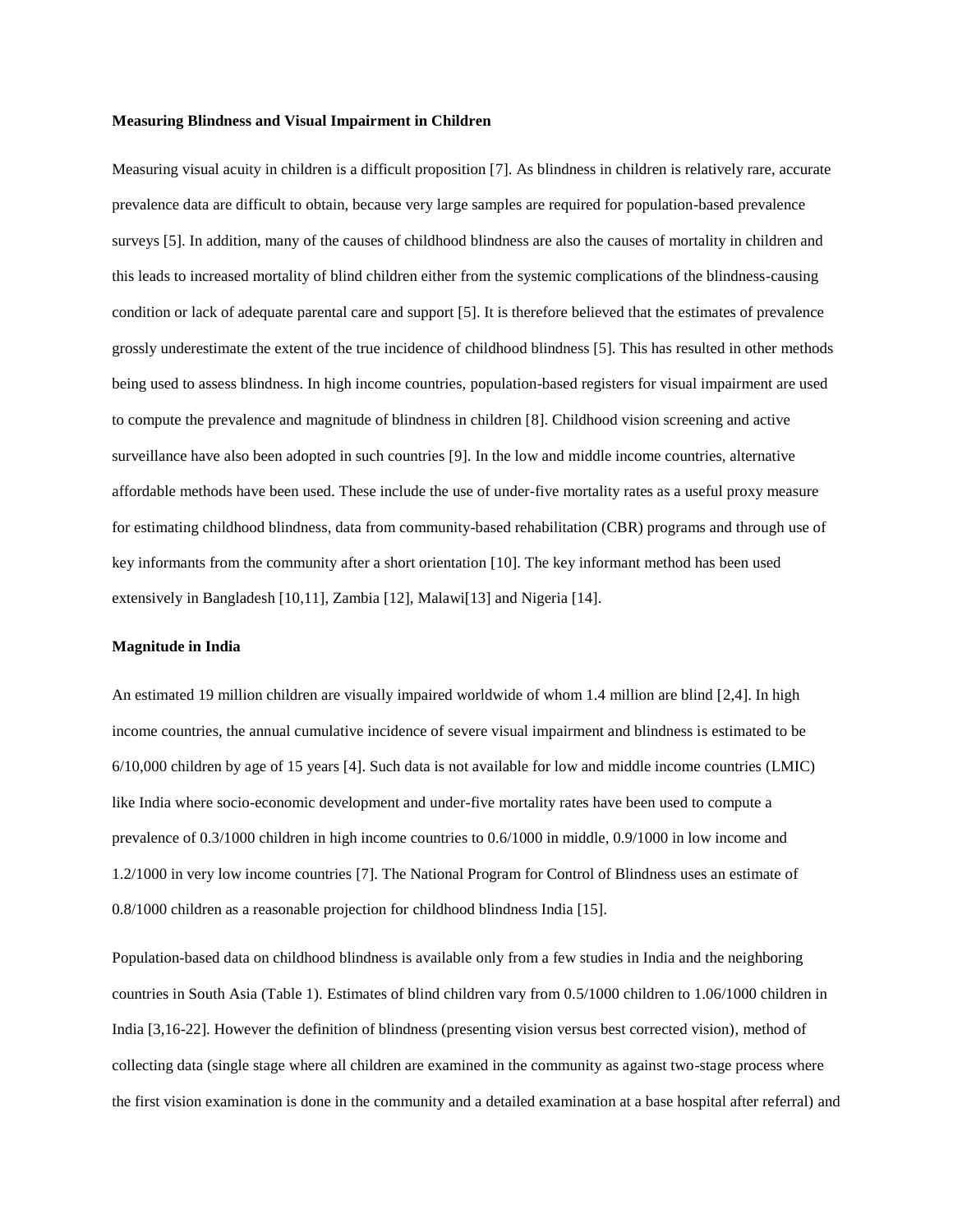### Measuring Blindness and Visual Impairment in Children

Measuring visual acuity in children is a difficult proposition [7]. As blindness in children is relatively rare, accurate prevalence data are difficult to obtain, because very large samples are required for population-based prevalence surveys [5]. In addition, many of the causes of childhood blindness are also the causes of mortality in children and this leads to increased mortality of blind children either from the systemic complications of the blindness-causing condition or lack of adequate parental care and support [5]. It is therefore believed that the estimates of prevalence grossly underestimate the extent of the true incidence of childhood blindness [5]. This has resulted in other methods being used to assess blindness. In high income countries, population-based registers for visual impairment are used to compute the prevalence and magnitude of blindness in children [8]. Childhood vision screening and active surveillance have also been adopted in such countries [9]. In the low and middle income countries, alternative affordable methods have been used. These include the use of under-five mortality rates as a useful proxy measure for estimating childhood blindness, data from community-based rehabilitation (CBR) programs and through use of key informants from the community after a short orientation [10]. The key informant method has been used extensively in Bangladesh [10,11], Zambia [12], Malawi[13] and Nigeria [14].

### Magnitude in India

An estimated 19 million children are visually impaired worldwide of whom 1.4 million are blind [2,4]. In high income countries, the annual cumulative incidence of severe visual impairment and blindness is estimated to be 6/10,000 children by age of 15 years [4]. Such data is not available for low and middle income countries (LMIC) like India where socio-economic development and under-five mortality rates have been used to compute a prevalence of 0.3/1000 children in high income countries to 0.6/1000 in middle, 0.9/1000 in low income and 1.2/1000 in very low income countries [7]. The National Program for Control of Blindness uses an estimate of 0.8/1000 children as a reasonable projection for childhood blindness India [15].

Population-based data on childhood blindness is available only from a few studies in India and the neighboring countries in South Asia (Table 1). Estimates of blind children vary from 0.5/1000 children to 1.06/1000 children in India [3,16-22]. However the definition of blindness (presenting vision versus best corrected vision), method of collecting data (single stage where all children are examined in the community as against two-stage process where the first vision examination is done in the community and a detailed examination at a base hospital after referral) and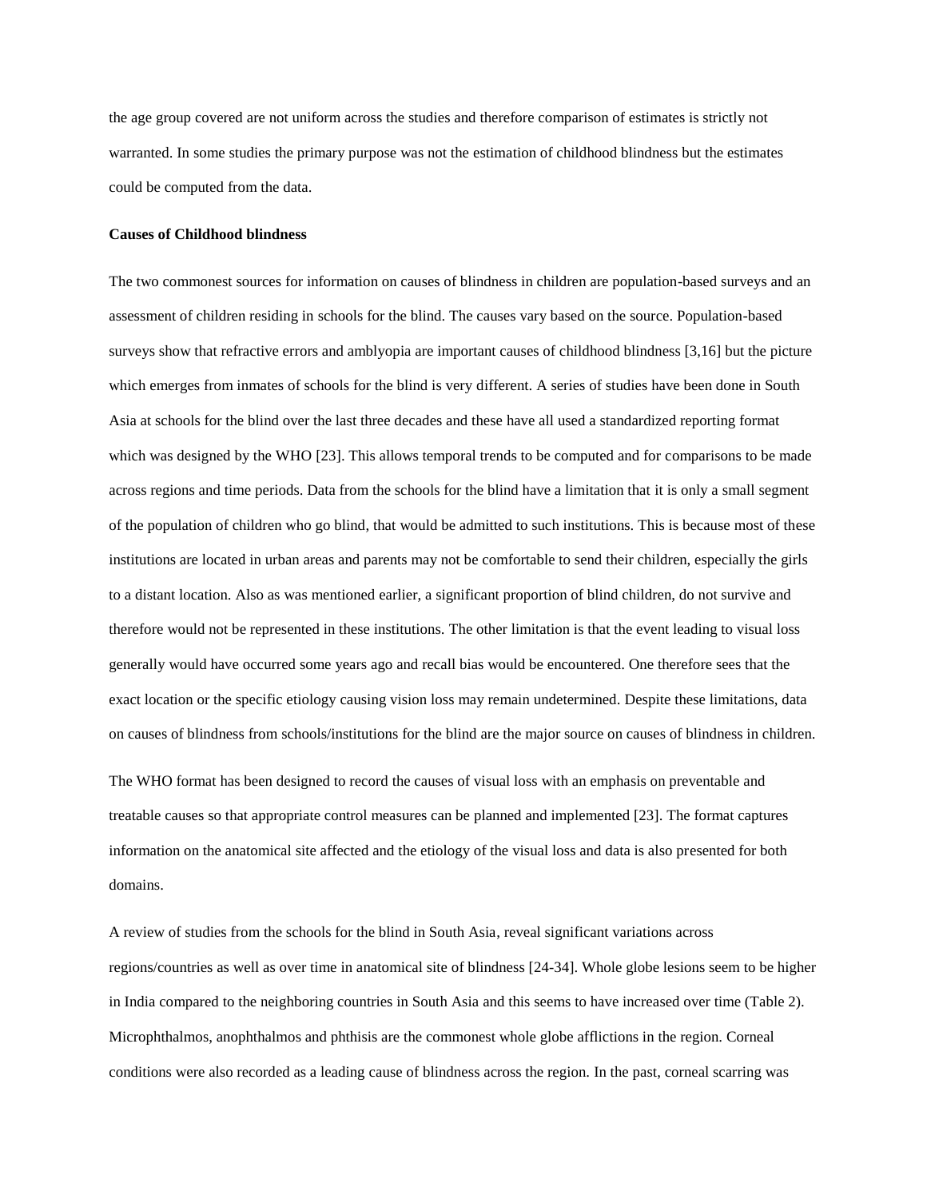the age group covered are not uniform across the studies and therefore comparison of estimates is strictly not warranted. In some studies the primary purpose was not the estimation of childhood blindness but the estimates could be computed from the data.

**Causes of Childhood blindness**

The two commonest sources for information on causes of blindness in children are population-based surveys and an assessment of children residing in schools for the blind. The causes vary based on the source. Population-based surveys show that refractive errors and amblyopia are important causes of childhood blindness [3,16] but the picture which emerges from inmates of schools for the blind is very different. A series of studies have been done in South Asia at schools for the blind over the last three decades and these have all used a standardized reporting format which was designed by the WHO [23]. This allows temporal trends to be computed and for comparisons to be made across regions and time periods. Data from the schools for the blind have a limitation that it is only a small segment of the population of children who go blind, that would be admitted to such institutions. This is because most of these institutions are located in urban areas and parents may not be comfortable to send their children, especially the girls to a distant location. Also as was mentioned earlier, a significant proportion of blind children, do not survive and therefore would not be represented in these institutions. The other limitation is that the event leading to visual loss generally would have occurred some years ago and recall bias would be encountered. One therefore sees that the exact location or the specific etiology causing vision loss may remain undetermined. Despite these limitations, data on causes of blindness from schools/institutions for the blind are the major source on causes of blindness in children.

The WHO format has been designed to record the causes of visual loss with an emphasis on preventable and treatable causes so that appropriate control measures can be planned and implemented [23]. The format captures information on the anatomical site affected and the etiology of the visual loss and data is also presented for both domains.

A review of studies from the schools for the blind in South Asia, reveal significant variations across regions/countries as well as over time in anatomical site of blindness [24-34]. Whole globe lesions seem to be higher in India compared to the neighboring countries in South Asia and this seems to have increased over time (Table 2). Microphthalmos, anophthalmos and phthisis are the commonest whole globe afflictions in the region. Corneal conditions were also recorded as a leading cause of blindness across the region. In the past, corneal scarring was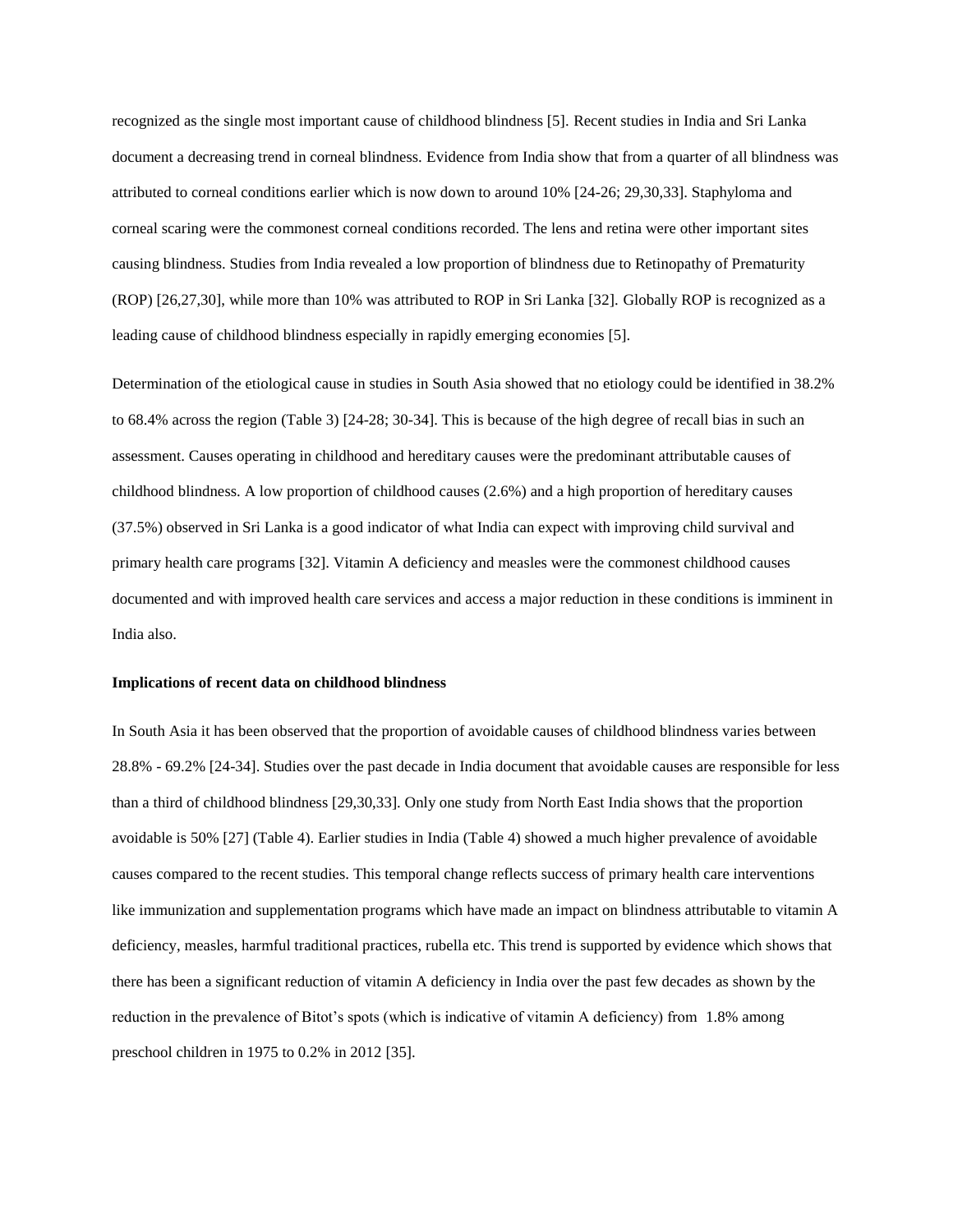recognized as the single most important cause of childhood blindness [5]. Recent studies in India and Sri Lanka document a decreasing trend in corneal blindness. Evidence from India show that from a quarter of all blindness was attributed to corneal conditions earlier which is now down to around 10% [24-26; 29,30,33]. Staphyloma and corneal scaring were the commonest corneal conditions recorded. The lens and retina were other important sites causing blindness. Studies from India revealed a low proportion of blindness due to Retinopathy of Prematurity (ROP) [26,27,30], while more than 10% was attributed to ROP in Sri Lanka [32]. Globally ROP is recognized as a leading cause of childhood blindness especially in rapidly emerging economies [5].

Determination of the etiological cause in studies in South Asia showed that no etiology could be identified in 38.2% to 68.4% across the region (Table 3) [24-28; 30-34]. This is because of the high degree of recall bias in such an assessment. Causes operating in childhood and hereditary causes were the predominant attributable causes of childhood blindness. A low proportion of childhood causes (2.6%) and a high proportion of hereditary causes (37.5%) observed in Sri Lanka is a good indicator of what India can expect with improving child survival and primary health care programs [32]. Vitamin A deficiency and measles were the commonest childhood causes documented and with improved health care services and access a major reduction in these conditions is imminent in India also.

**Implications of recent data on childhood blindness**

In South Asia it has been observed that the proportion of avoidable causes of childhood blindness varies between 28.8% - 69.2% [24-34]. Studies over the past decade in India document that avoidable causes are responsible for less than a third of childhood blindness [29,30,33]. Only one study from North East India shows that the proportion avoidable is 50% [27] (Table 4). Earlier studies in India (Table 4) showed a much higher prevalence of avoidable causes compared to the recent studies. This temporal change reflects success of primary health care interventions like immunization and supplementation programs which have made an impact on blindness attributable to vitamin A deficiency, measles, harmful traditional practices, rubella etc. This trend is supported by evidence which shows that there has been a significant reduction of vitamin A deficiency in India over the past few decades as shown by the reduction in the prevalence of Bitot's spots (which is indicative of vitamin A deficiency) from 1.8% among preschool children in 1975 to 0.2% in 2012 [35].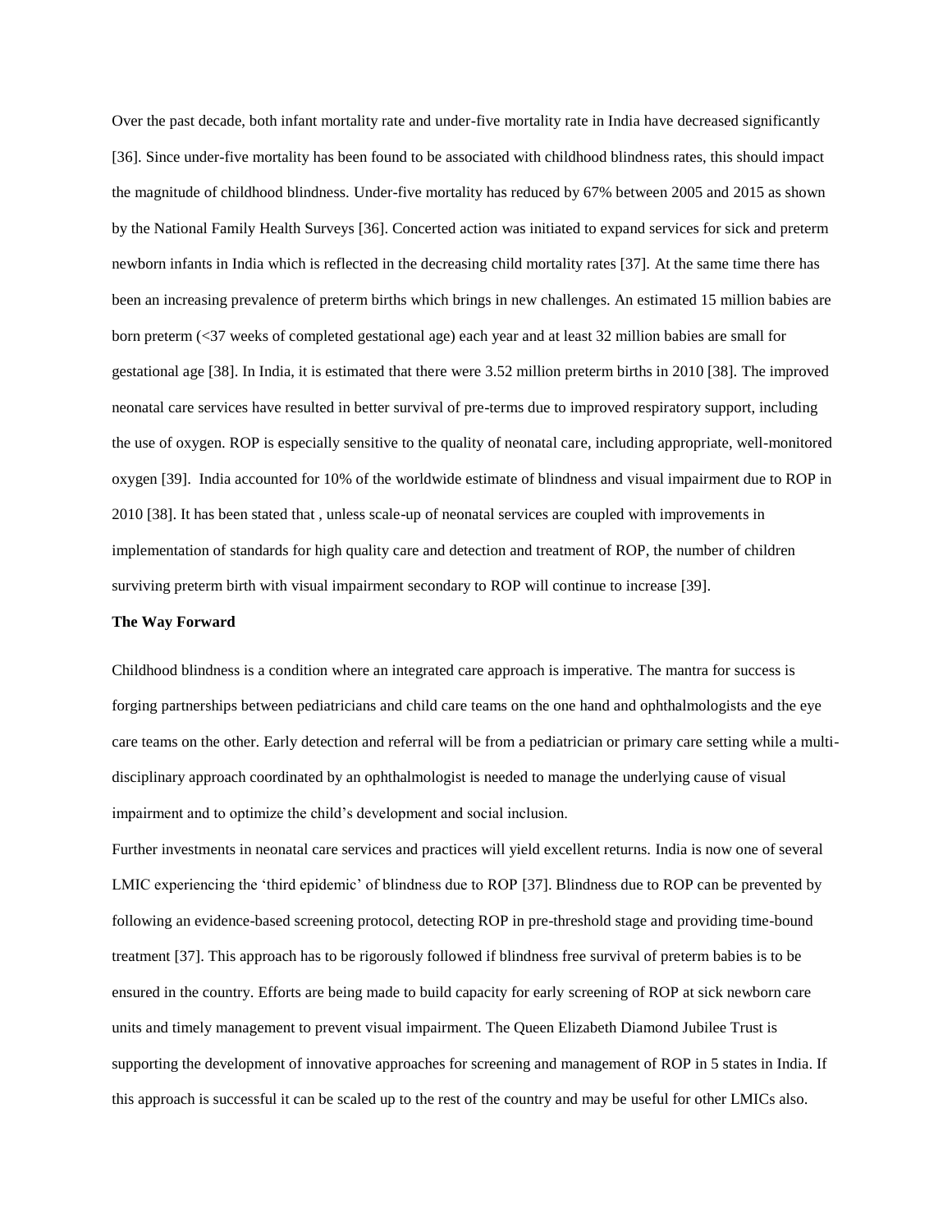Over the past decade, both infant mortality rate and under-five mortality rate in India have decreased significantly [36]. Since under-five mortality has been found to be associated with childhood blindness rates, this should impact the magnitude of childhood blindness. Under-five mortality has reduced by 67% between 2005 and 2015 as shown by the National Family Health Surveys [36]. Concerted action was initiated to expand services for sick and preterm newborn infants in India which is reflected in the decreasing child mortality rates [37]. At the same time there has been an increasing prevalence of preterm births which brings in new challenges. An estimated 15 million babies are born preterm (<37 weeks of completed gestational age) each year and at least 32 million babies are small for gestational age [38]. In India, it is estimated that there were 3.52 million preterm births in 2010 [38]. The improved neonatal care services have resulted in better survival of pre-terms due to improved respiratory support, including the use of oxygen. ROP is especially sensitive to the quality of neonatal care, including appropriate, well-monitored oxygen [39]. India accounted for 10% of the worldwide estimate of blindness and visual impairment due to ROP in 2010 [38]. It has been stated that , unless scale-up of neonatal services are coupled with improvements in implementation of standards for high quality care and detection and treatment of ROP, the number of children surviving preterm birth with visual impairment secondary to ROP will continue to increase [39].

**The Way Forward**

Childhood blindness is a condition where an integrated care approach is imperative. The mantra for success is forging partnerships between pediatricians and child care teams on the one hand and ophthalmologists and the eye care teams on the other. Early detection and referral will be from a pediatrician or primary care setting while a multi-disciplinary approach coordinated by an ophthalmologist is needed to manage the underlying cause of visual impairment and to optimize the child's development and social inclusion.

Further investments in neonatal care services and practices will yield excellent returns. India is now one of several LMIC experiencing the 'third epidemic' of blindness due to ROP [37]. Blindness due to ROP can be prevented by following an evidence-based screening protocol, detecting ROP in pre-threshold stage and providing time-bound treatment [37]. This approach has to be rigorously followed if blindness free survival of preterm babies is to be ensured in the country. Efforts are being made to build capacity for early screening of ROP at sick newborn care units and timely management to prevent visual impairment. The Queen Elizabeth Diamond Jubilee Trust is supporting the development of innovative approaches for screening and management of ROP in 5 states in India. If this approach is successful it can be scaled up to the rest of the country and may be useful for other LMICs also.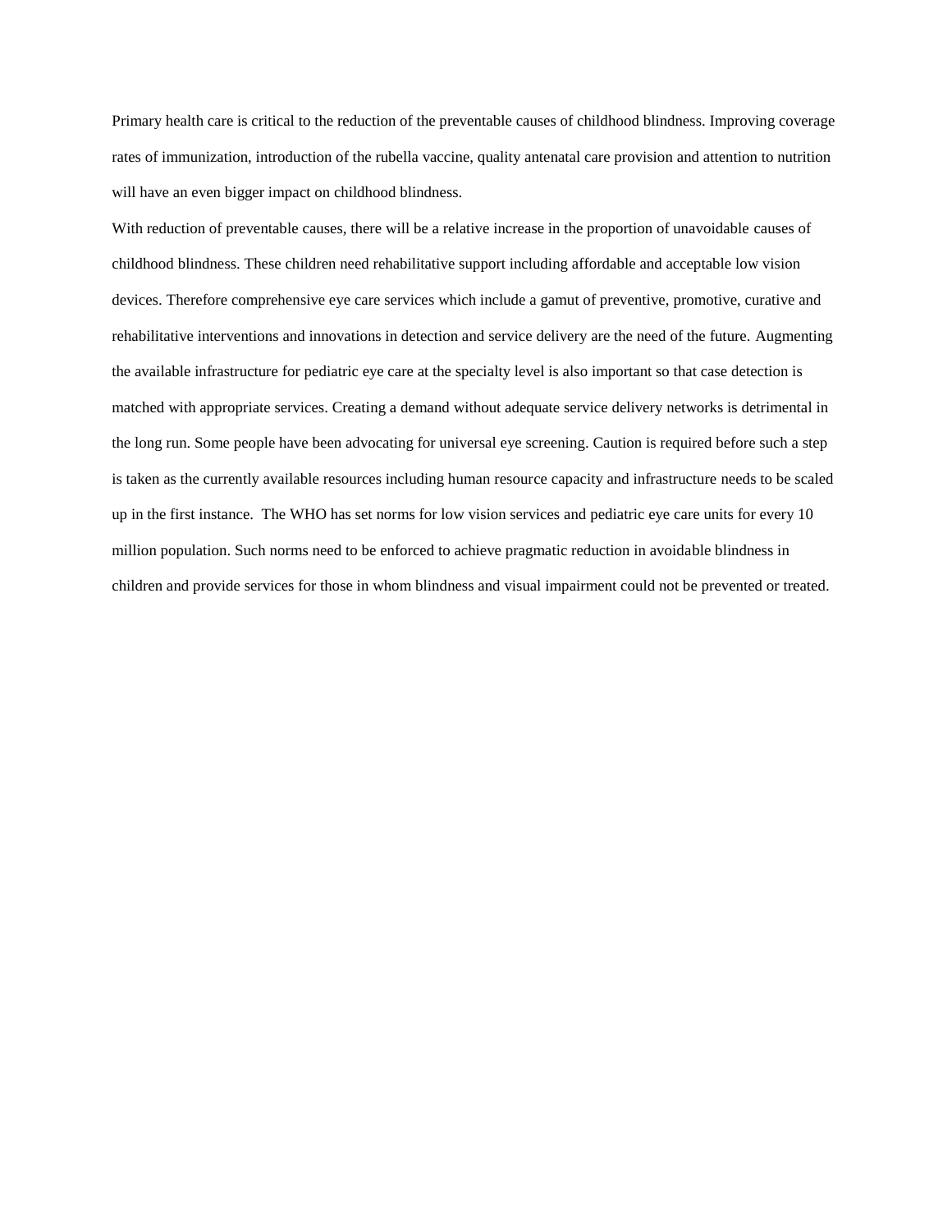Primary health care is critical to the reduction of the preventable causes of childhood blindness. Improving coverage rates of immunization, introduction of the rubella vaccine, quality antenatal care provision and attention to nutrition will have an even bigger impact on childhood blindness.

With reduction of preventable causes, there will be a relative increase in the proportion of unavoidable causes of childhood blindness. These children need rehabilitative support including affordable and acceptable low vision devices. Therefore comprehensive eye care services which include a gamut of preventive, promotive, curative and rehabilitative interventions and innovations in detection and service delivery are the need of the future. Augmenting the available infrastructure for pediatric eye care at the specialty level is also important so that case detection is matched with appropriate services. Creating a demand without adequate service delivery networks is detrimental in the long run. Some people have been advocating for universal eye screening. Caution is required before such a step is taken as the currently available resources including human resource capacity and infrastructure needs to be scaled up in the first instance. The WHO has set norms for low vision services and pediatric eye care units for every 10 million population. Such norms need to be enforced to achieve pragmatic reduction in avoidable blindness in children and provide services for those in whom blindness and visual impairment could not be prevented or treated.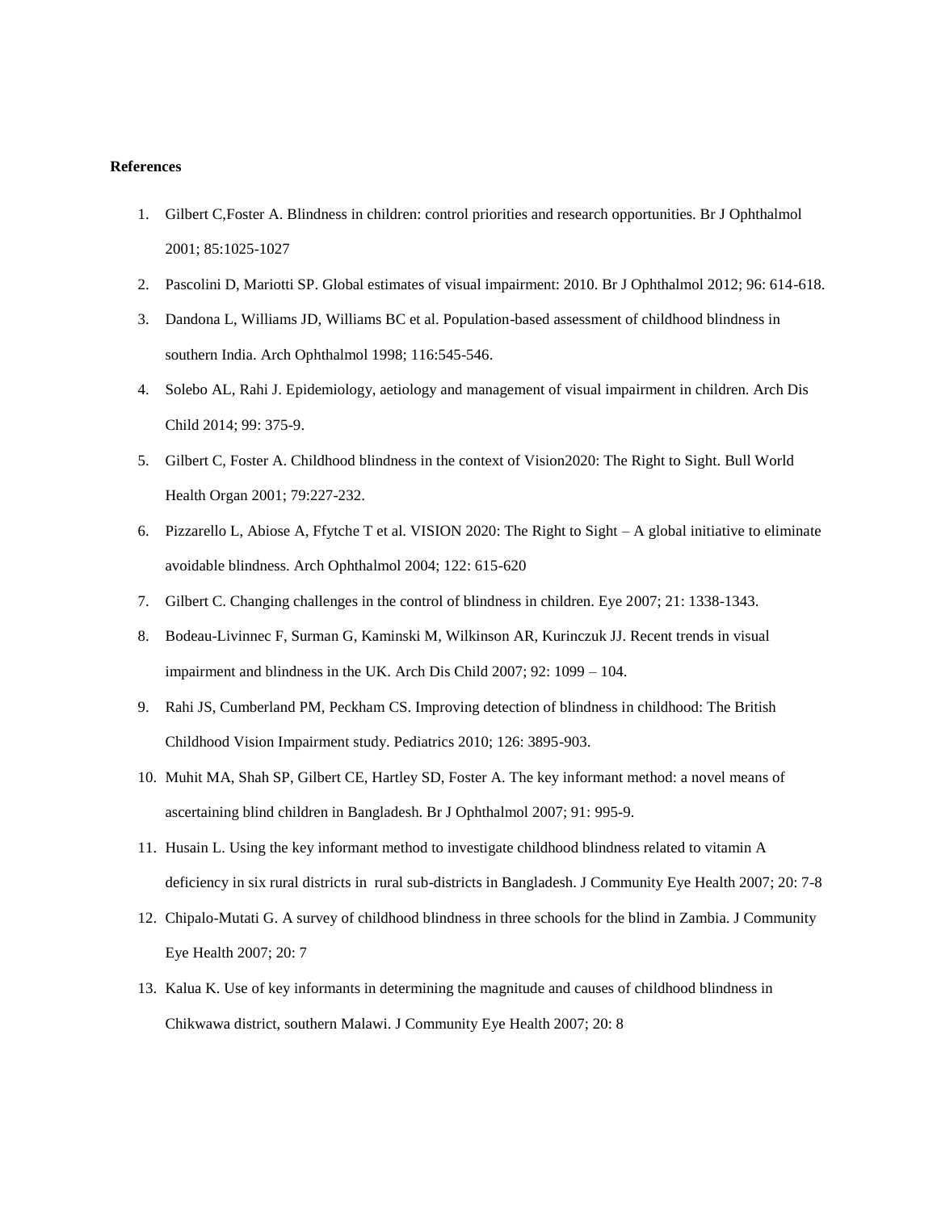**References**

1. Gilbert C,Foster A. Blindness in children: control priorities and research opportunities. Br J Ophthalmol 2001; 85:1025-1027
2. Pascolini D, Mariotti SP. Global estimates of visual impairment: 2010. Br J Ophthalmol 2012; 96: 614-618.
3. Dandona L, Williams JD, Williams BC et al. Population-based assessment of childhood blindness in southern India. Arch Ophthalmol 1998; 116:545-546.
4. Solebo AL, Rahi J. Epidemiology, aetiology and management of visual impairment in children. Arch Dis Child 2014; 99: 375-9.
5. Gilbert C, Foster A. Childhood blindness in the context of Vision2020: The Right to Sight. Bull World Health Organ 2001; 79:227-232.
6. Pizzarello L, Abiose A, Ffytche T et al. VISION 2020: The Right to Sight – A global initiative to eliminate avoidable blindness. Arch Ophthalmol 2004; 122: 615-620
7. Gilbert C. Changing challenges in the control of blindness in children. Eye 2007; 21: 1338-1343.
8. Bodeau-Livinnec F, Surman G, Kaminski M, Wilkinson AR, Kurinczuk JJ. Recent trends in visual impairment and blindness in the UK. Arch Dis Child 2007; 92: 1099 – 104.
9. Rahi JS, Cumberland PM, Peckham CS. Improving detection of blindness in childhood: The British Childhood Vision Impairment study. Pediatrics 2010; 126: 3895-903.
10. Muhit MA, Shah SP, Gilbert CE, Hartley SD, Foster A. The key informant method: a novel means of ascertaining blind children in Bangladesh. Br J Ophthalmol 2007; 91: 995-9.
11. Husain L. Using the key informant method to investigate childhood blindness related to vitamin A deficiency in six rural districts in rural sub-districts in Bangladesh. J Community Eye Health 2007; 20: 7-8
12. Chipalo-Mutati G. A survey of childhood blindness in three schools for the blind in Zambia. J Community Eye Health 2007; 20: 7
13. Kalua K. Use of key informants in determining the magnitude and causes of childhood blindness in Chikwawa district, southern Malawi. J Community Eye Health 2007; 20: 8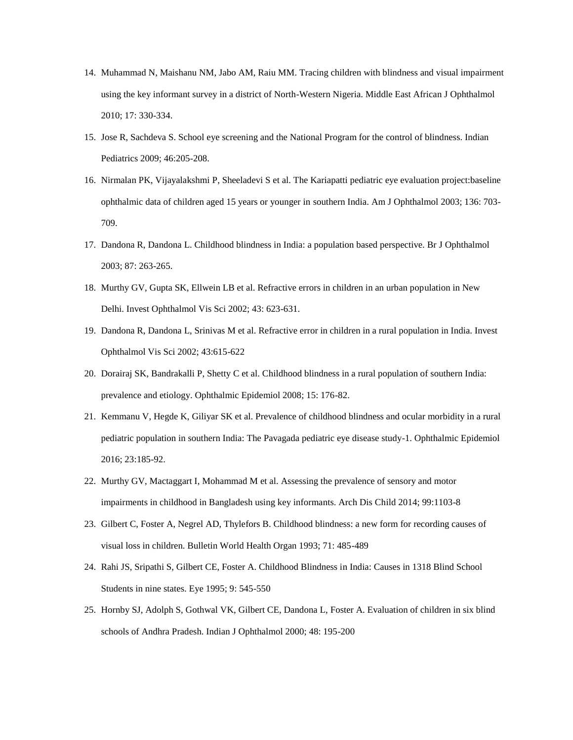14. Muhammad N, Maishanu NM, Jabo AM, Raiu MM. Tracing children with blindness and visual impairment using the key informant survey in a district of North-Western Nigeria. Middle East African J Ophthalmol 2010; 17: 330-334.
15. Jose R, Sachdeva S. School eye screening and the National Program for the control of blindness. Indian Pediatrics 2009; 46:205-208.
16. Nirmalan PK, Vijayalakshmi P, Sheeladevi S et al. The Kariapatti pediatric eye evaluation project:baseline ophthalmic data of children aged 15 years or younger in southern India. Am J Ophthalmol 2003; 136: 703-709.
17. Dandona R, Dandona L. Childhood blindness in India: a population based perspective. Br J Ophthalmol 2003; 87: 263-265.
18. Murthy GV, Gupta SK, Ellwein LB et al. Refractive errors in children in an urban population in New Delhi. Invest Ophthalmol Vis Sci 2002; 43: 623-631.
19. Dandona R, Dandona L, Srinivas M et al. Refractive error in children in a rural population in India. Invest Ophthalmol Vis Sci 2002; 43:615-622
20. Dorairaj SK, Bandrakalli P, Shetty C et al. Childhood blindness in a rural population of southern India: prevalence and etiology. Ophthalmic Epidemiol 2008; 15: 176-82.
21. Kemmanu V, Hegde K, Giliyar SK et al. Prevalence of childhood blindness and ocular morbidity in a rural pediatric population in southern India: The Pavagada pediatric eye disease study-1. Ophthalmic Epidemiol 2016; 23:185-92.
22. Murthy GV, Mactaggart I, Mohammad M et al. Assessing the prevalence of sensory and motor impairments in childhood in Bangladesh using key informants. Arch Dis Child 2014; 99:1103-8
23. Gilbert C, Foster A, Negrel AD, Thylefors B. Childhood blindness: a new form for recording causes of visual loss in children. Bulletin World Health Organ 1993; 71: 485-489
24. Rahi JS, Sripathi S, Gilbert CE, Foster A. Childhood Blindness in India: Causes in 1318 Blind School Students in nine states. Eye 1995; 9: 545-550
25. Hornby SJ, Adolph S, Gothwal VK, Gilbert CE, Dandona L, Foster A. Evaluation of children in six blind schools of Andhra Pradesh. Indian J Ophthalmol 2000; 48: 195-200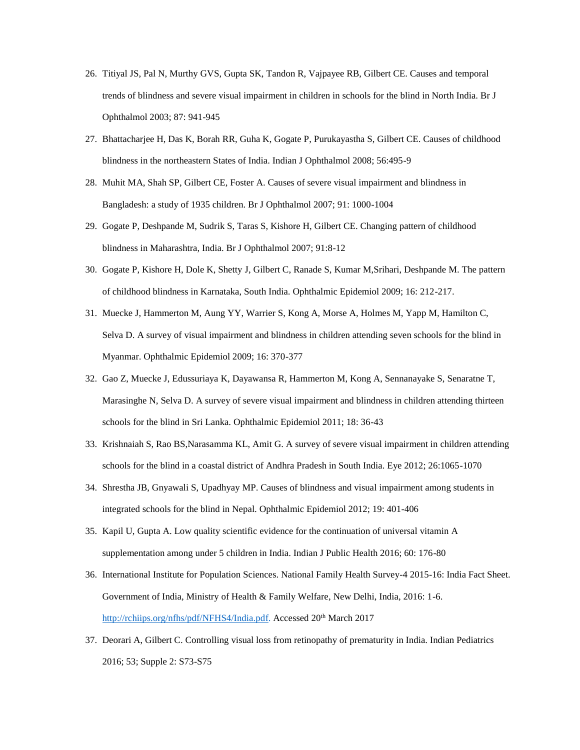26. Titiyal JS, Pal N, Murthy GVS, Gupta SK, Tandon R, Vajpayee RB, Gilbert CE. Causes and temporal trends of blindness and severe visual impairment in children in schools for the blind in North India. Br J Ophthalmol 2003; 87: 941-945
27. Bhattacharjee H, Das K, Borah RR, Guha K, Gogate P, Purukayastha S, Gilbert CE. Causes of childhood blindness in the northeastern States of India. Indian J Ophthalmol 2008; 56:495-9
28. Muhit MA, Shah SP, Gilbert CE, Foster A. Causes of severe visual impairment and blindness in Bangladesh: a study of 1935 children. Br J Ophthalmol 2007; 91: 1000-1004
29. Gogate P, Deshpande M, Sudrik S, Taras S, Kishore H, Gilbert CE. Changing pattern of childhood blindness in Maharashtra, India. Br J Ophthalmol 2007; 91:8-12
30. Gogate P, Kishore H, Dole K, Shetty J, Gilbert C, Ranade S, Kumar M,Srihari, Deshpande M. The pattern of childhood blindness in Karnataka, South India. Ophthalmic Epidemiol 2009; 16: 212-217.
31. Muecke J, Hammerton M, Aung YY, Warrier S, Kong A, Morse A, Holmes M, Yapp M, Hamilton C, Selva D. A survey of visual impairment and blindness in children attending seven schools for the blind in Myanmar. Ophthalmic Epidemiol 2009; 16: 370-377
32. Gao Z, Muecke J, Edussuriaya K, Dayawansa R, Hammerton M, Kong A, Sennanayake S, Senaratne T, Marasinghe N, Selva D. A survey of severe visual impairment and blindness in children attending thirteen schools for the blind in Sri Lanka. Ophthalmic Epidemiol 2011; 18: 36-43
33. Krishnaiah S, Rao BS,Narasamma KL, Amit G. A survey of severe visual impairment in children attending schools for the blind in a coastal district of Andhra Pradesh in South India. Eye 2012; 26:1065-1070
34. Shrestha JB, Gnyawali S, Upadhyay MP. Causes of blindness and visual impairment among students in integrated schools for the blind in Nepal. Ophthalmic Epidemiol 2012; 19: 401-406
35. Kapil U, Gupta A. Low quality scientific evidence for the continuation of universal vitamin A supplementation among under 5 children in India. Indian J Public Health 2016; 60: 176-80
36. International Institute for Population Sciences. National Family Health Survey-4 2015-16: India Fact Sheet. Government of India, Ministry of Health & Family Welfare, New Delhi, India, 2016: 1-6. http://rchiips.org/nfhs/pdf/NFHS4/India.pdf. Accessed 20th March 2017
37. Deorari A, Gilbert C. Controlling visual loss from retinopathy of prematurity in India. Indian Pediatrics 2016; 53; Supple 2: S73-S75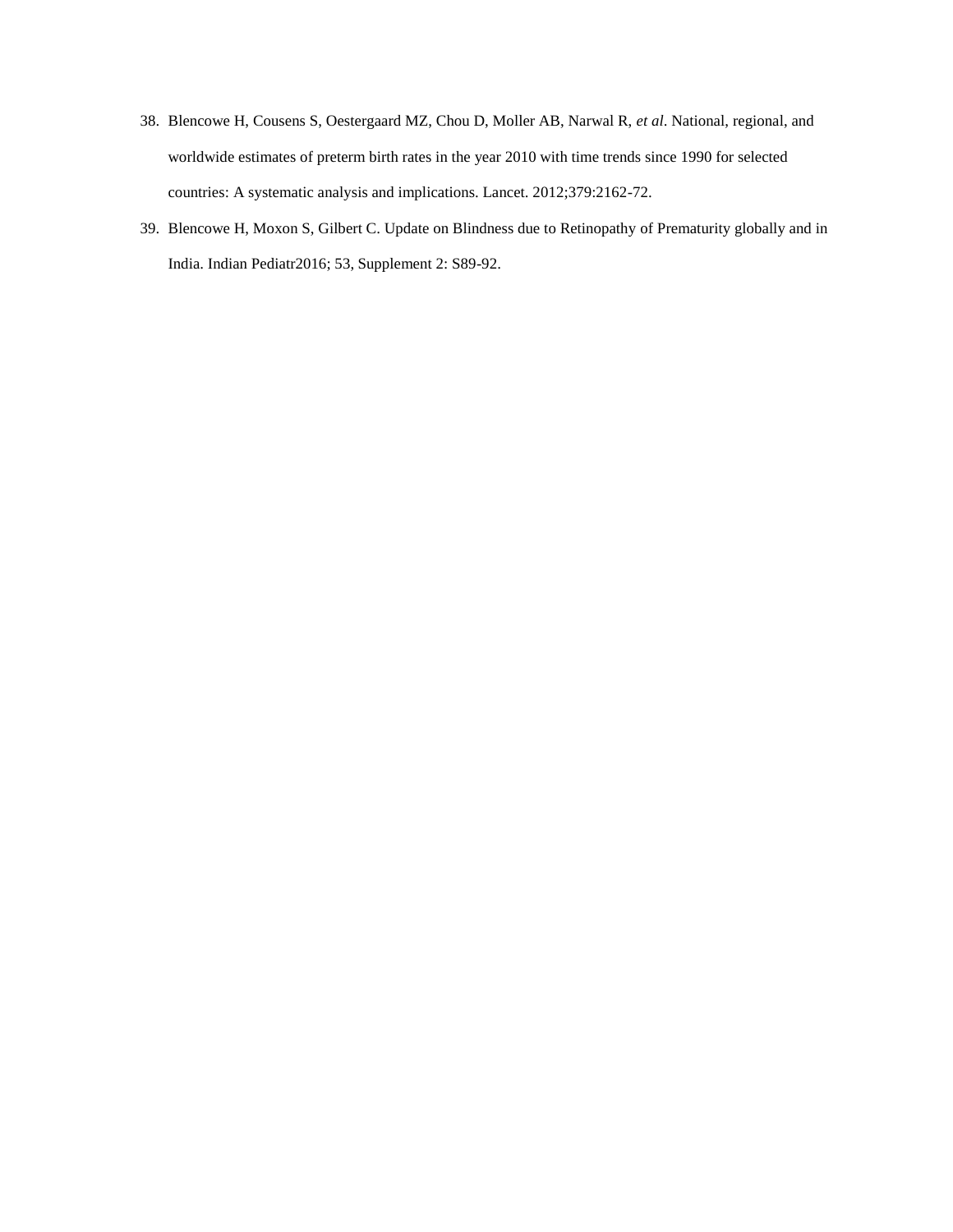38. Blencowe H, Cousens S, Oestergaard MZ, Chou D, Moller AB, Narwal R, *et al*. National, regional, and worldwide estimates of preterm birth rates in the year 2010 with time trends since 1990 for selected countries: A systematic analysis and implications. Lancet. 2012;379:2162-72.
39. Blencowe H, Moxon S, Gilbert C. Update on Blindness due to Retinopathy of Prematurity globally and in India. Indian Pediatr2016; 53, Supplement 2: S89-92.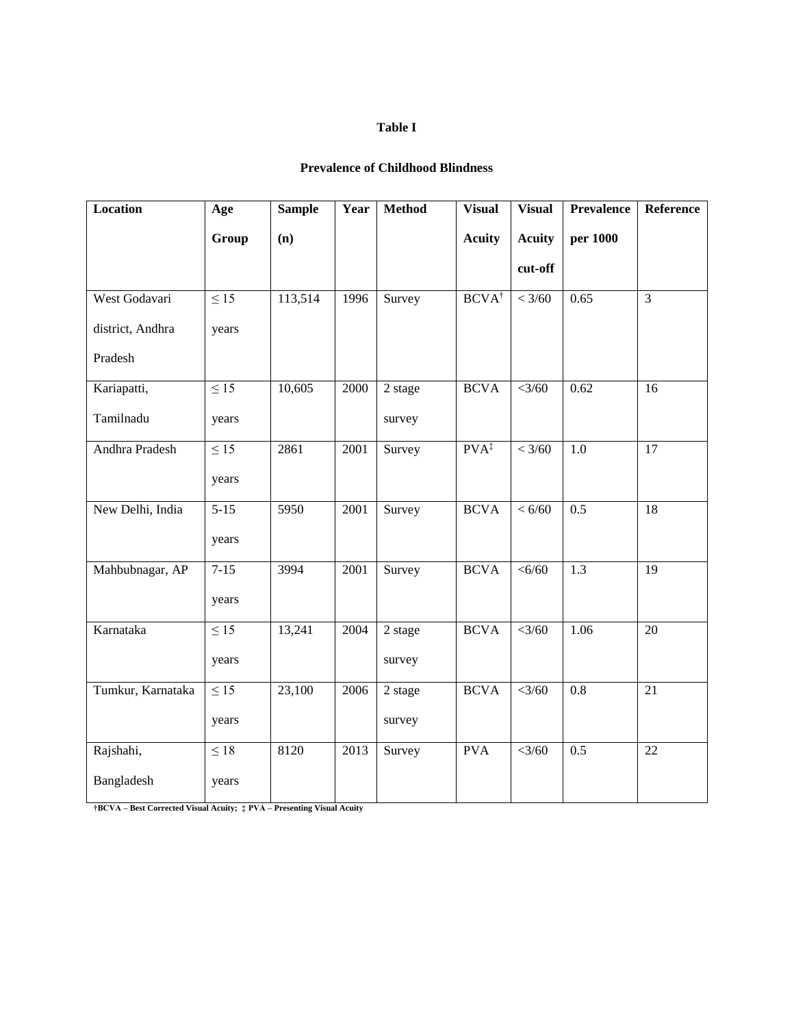**Table I**

**Prevalence of Childhood Blindness**

| Location | Age Group | Sample (n) | Year | Method | Visual Acuity | Visual Acuity cut-off | Prevalence per 1000 | Reference |
|---|---|---|---|---|---|---|---|---|
| West Godavari district, Andhra Pradesh | ≤ 15 years | 113,514 | 1996 | Survey | BCVA[†] | < 3/60 | 0.65 | 3 |
| Kariapatti, Tamilnadu | ≤ 15 years | 10,605 | 2000 | 2 stage survey | BCVA | <3/60 | 0.62 | 16 |
| Andhra Pradesh | ≤ 15 years | 2861 | 2001 | Survey | PVA[‡] | < 3/60 | 1.0 | 17 |
| New Delhi, India | 5-15 years | 5950 | 2001 | Survey | BCVA | < 6/60 | 0.5 | 18 |
| Mahbubnagar, AP | 7-15 years | 3994 | 2001 | Survey | BCVA | <6/60 | 1.3 | 19 |
| Karnataka | ≤ 15 years | 13,241 | 2004 | 2 stage survey | BCVA | <3/60 | 1.06 | 20 |
| Tumkur, Karnataka | ≤ 15 years | 23,100 | 2006 | 2 stage survey | BCVA | <3/60 | 0.8 | 21 |
| Rajshahi, Bangladesh | ≤ 18 years | 8120 | 2013 | Survey | PVA | <3/60 | 0.5 | 22 |

**†BCVA – Best Corrected Visual Acuity; ‡ PVA – Presenting Visual Acuity**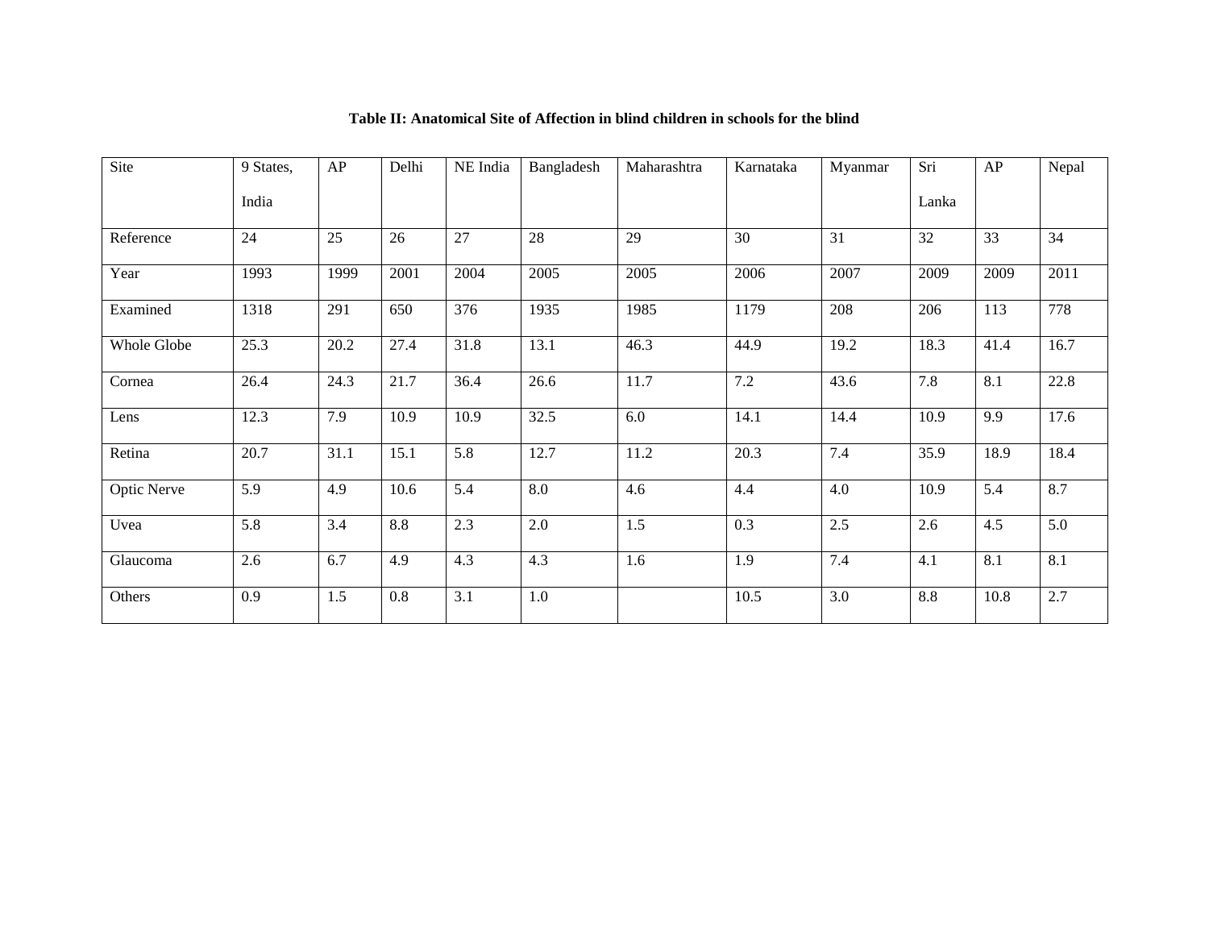**Table II: Anatomical Site of Affection in blind children in schools for the blind**

| Site | 9 States, India | AP | Delhi | NE India | Bangladesh | Maharashtra | Karnataka | Myanmar | Sri Lanka | AP | Nepal |
|---|---|---|---|---|---|---|---|---|---|---|---|
| Reference | 24 | 25 | 26 | 27 | 28 | 29 | 30 | 31 | 32 | 33 | 34 |
| Year | 1993 | 1999 | 2001 | 2004 | 2005 | 2005 | 2006 | 2007 | 2009 | 2009 | 2011 |
| Examined | 1318 | 291 | 650 | 376 | 1935 | 1985 | 1179 | 208 | 206 | 113 | 778 |
| Whole Globe | 25.3 | 20.2 | 27.4 | 31.8 | 13.1 | 46.3 | 44.9 | 19.2 | 18.3 | 41.4 | 16.7 |
| Cornea | 26.4 | 24.3 | 21.7 | 36.4 | 26.6 | 11.7 | 7.2 | 43.6 | 7.8 | 8.1 | 22.8 |
| Lens | 12.3 | 7.9 | 10.9 | 10.9 | 32.5 | 6.0 | 14.1 | 14.4 | 10.9 | 9.9 | 17.6 |
| Retina | 20.7 | 31.1 | 15.1 | 5.8 | 12.7 | 11.2 | 20.3 | 7.4 | 35.9 | 18.9 | 18.4 |
| Optic Nerve | 5.9 | 4.9 | 10.6 | 5.4 | 8.0 | 4.6 | 4.4 | 4.0 | 10.9 | 5.4 | 8.7 |
| Uvea | 5.8 | 3.4 | 8.8 | 2.3 | 2.0 | 1.5 | 0.3 | 2.5 | 2.6 | 4.5 | 5.0 |
| Glaucoma | 2.6 | 6.7 | 4.9 | 4.3 | 4.3 | 1.6 | 1.9 | 7.4 | 4.1 | 8.1 | 8.1 |
| Others | 0.9 | 1.5 | 0.8 | 3.1 | 1.0 | | 10.5 | 3.0 | 8.8 | 10.8 | 2.7 |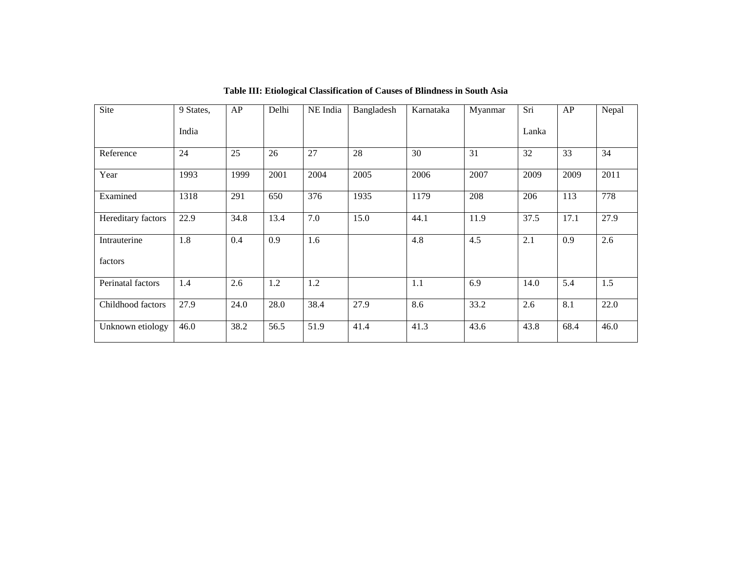**Table III: Etiological Classification of Causes of Blindness in South Asia**

| Site | 9 States, India | AP | Delhi | NE India | Bangladesh | Karnataka | Myanmar | Sri Lanka | AP | Nepal |
|---|---|---|---|---|---|---|---|---|---|---|
| Reference | 24 | 25 | 26 | 27 | 28 | 30 | 31 | 32 | 33 | 34 |
| Year | 1993 | 1999 | 2001 | 2004 | 2005 | 2006 | 2007 | 2009 | 2009 | 2011 |
| Examined | 1318 | 291 | 650 | 376 | 1935 | 1179 | 208 | 206 | 113 | 778 |
| Hereditary factors | 22.9 | 34.8 | 13.4 | 7.0 | 15.0 | 44.1 | 11.9 | 37.5 | 17.1 | 27.9 |
| Intrauterine factors | 1.8 | 0.4 | 0.9 | 1.6 | | 4.8 | 4.5 | 2.1 | 0.9 | 2.6 |
| Perinatal factors | 1.4 | 2.6 | 1.2 | 1.2 | | 1.1 | 6.9 | 14.0 | 5.4 | 1.5 |
| Childhood factors | 27.9 | 24.0 | 28.0 | 38.4 | 27.9 | 8.6 | 33.2 | 2.6 | 8.1 | 22.0 |
| Unknown etiology | 46.0 | 38.2 | 56.5 | 51.9 | 41.4 | 41.3 | 43.6 | 43.8 | 68.4 | 46.0 |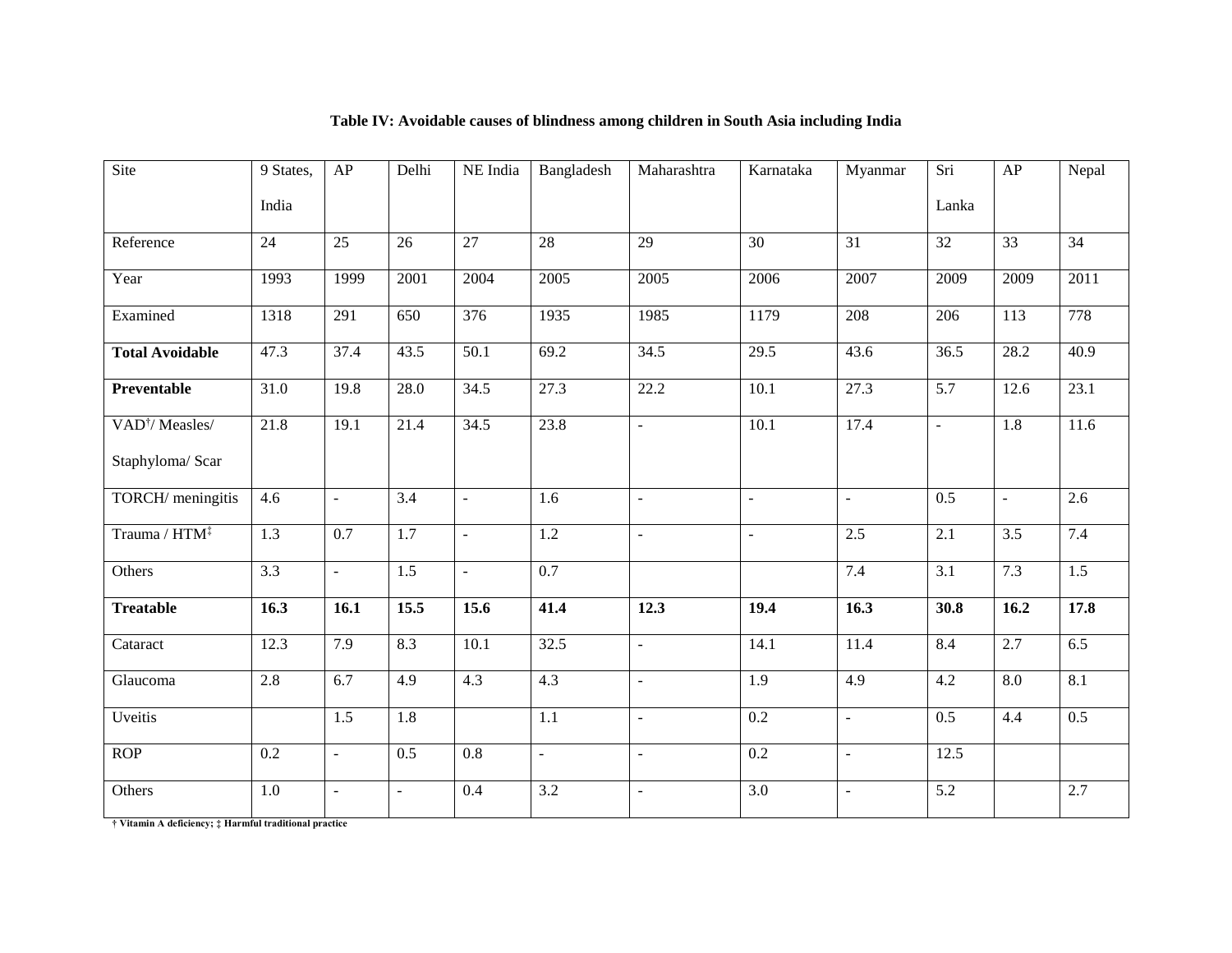**Table IV: Avoidable causes of blindness among children in South Asia including India**

| Site | 9 States, India | AP | Delhi | NE India | Bangladesh | Maharashtra | Karnataka | Myanmar | Sri Lanka | AP | Nepal |
|---|---|---|---|---|---|---|---|---|---|---|---|
| Reference | 24 | 25 | 26 | 27 | 28 | 29 | 30 | 31 | 32 | 33 | 34 |
| Year | 1993 | 1999 | 2001 | 2004 | 2005 | 2005 | 2006 | 2007 | 2009 | 2009 | 2011 |
| Examined | 1318 | 291 | 650 | 376 | 1935 | 1985 | 1179 | 208 | 206 | 113 | 778 |
| **Total Avoidable** | 47.3 | 37.4 | 43.5 | 50.1 | 69.2 | 34.5 | 29.5 | 43.6 | 36.5 | 28.2 | 40.9 |
| **Preventable** | 31.0 | 19.8 | 28.0 | 34.5 | 27.3 | 22.2 | 10.1 | 27.3 | 5.7 | 12.6 | 23.1 |
| VAD†/ Measles/ Staphyloma/ Scar | 21.8 | 19.1 | 21.4 | 34.5 | 23.8 | - | 10.1 | 17.4 | - | 1.8 | 11.6 |
| TORCH/ meningitis | 4.6 | - | 3.4 | - | 1.6 | - | - | - | 0.5 | - | 2.6 |
| Trauma / HTM‡ | 1.3 | 0.7 | 1.7 | - | 1.2 | - | - | 2.5 | 2.1 | 3.5 | 7.4 |
| Others | 3.3 | - | 1.5 | - | 0.7 | | | 7.4 | 3.1 | 7.3 | 1.5 |
| **Treatable** | **16.3** | **16.1** | **15.5** | **15.6** | **41.4** | **12.3** | **19.4** | **16.3** | **30.8** | **16.2** | **17.8** |
| Cataract | 12.3 | 7.9 | 8.3 | 10.1 | 32.5 | - | 14.1 | 11.4 | 8.4 | 2.7 | 6.5 |
| Glaucoma | 2.8 | 6.7 | 4.9 | 4.3 | 4.3 | - | 1.9 | 4.9 | 4.2 | 8.0 | 8.1 |
| Uveitis | | 1.5 | 1.8 | | 1.1 | - | 0.2 | - | 0.5 | 4.4 | 0.5 |
| ROP | 0.2 | - | 0.5 | 0.8 | - | - | 0.2 | - | 12.5 | | |
| Others | 1.0 | - | - | 0.4 | 3.2 | - | 3.0 | - | 5.2 | | 2.7 |

**† Vitamin A deficiency; ‡ Harmful traditional practice**